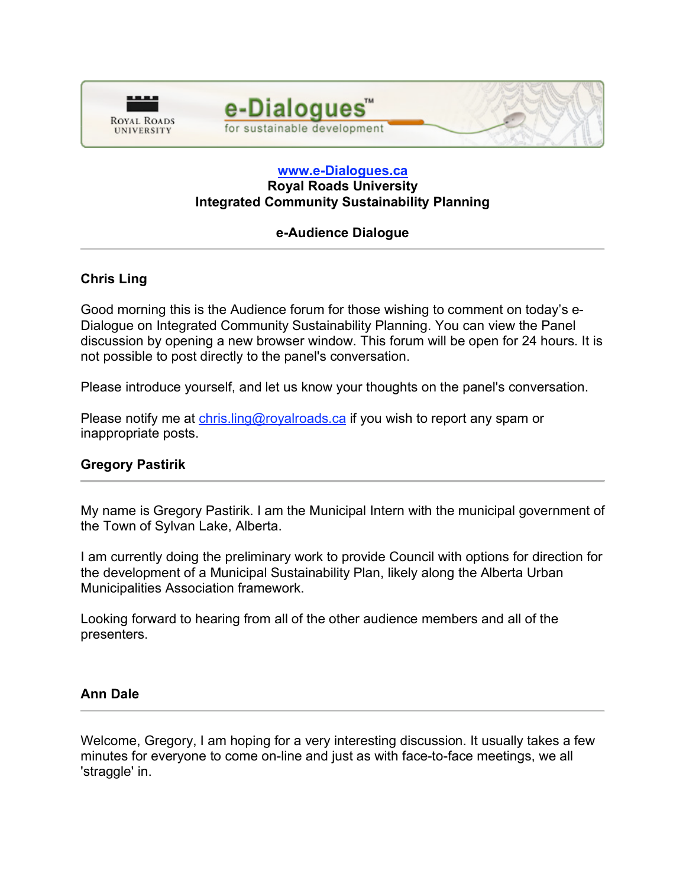[www.e-Dialogues.ca](http://www.e-Dialogues.ca)

**Royal Roads University**

**Integrated Community Sustainability Planning**

**e-Audience Dialogue**

---

**Chris Ling**

Good morning this is the Audience forum for those wishing to comment on today's e-Dialogue on Integrated Community Sustainability Planning. You can view the Panel discussion by opening a new browser window. This forum will be open for 24 hours. It is not possible to post directly to the panel's conversation.

Please introduce yourself, and let us know your thoughts on the panel's conversation.

Please notify me at [chris.ling@royalroads.ca](mailto:chris.ling@royalroads.ca) if you wish to report any spam or inappropriate posts.

**Gregory Pastirik**

---

My name is Gregory Pastirik. I am the Municipal Intern with the municipal government of the Town of Sylvan Lake, Alberta.

I am currently doing the preliminary work to provide Council with options for direction for the development of a Municipal Sustainability Plan, likely along the Alberta Urban Municipalities Association framework.

Looking forward to hearing from all of the other audience members and all of the presenters.

**Ann Dale**

---

Welcome, Gregory, I am hoping for a very interesting discussion. It usually takes a few minutes for everyone to come on-line and just as with face-to-face meetings, we all 'straggle' in.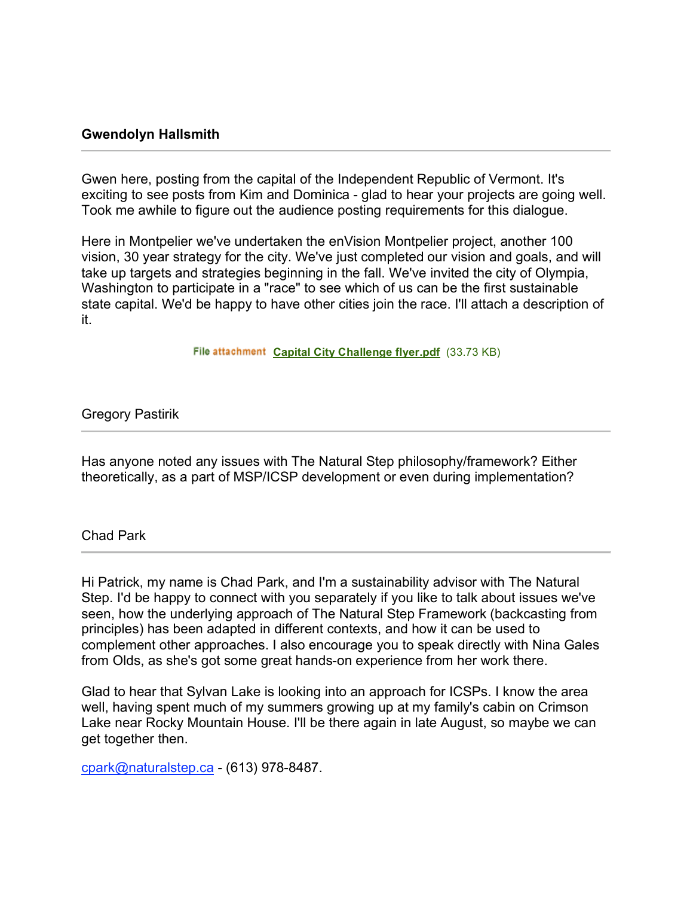**Gwendolyn Hallsmith**

---

Gwen here, posting from the capital of the Independent Republic of Vermont. It's exciting to see posts from Kim and Dominica - glad to hear your projects are going well. Took me awhile to figure out the audience posting requirements for this dialogue.

Here in Montpelier we've undertaken the enVision Montpelier project, another 100 vision, 30 year strategy for the city. We've just completed our vision and goals, and will take up targets and strategies beginning in the fall. We've invited the city of Olympia, Washington to participate in a "race" to see which of us can be the first sustainable state capital. We'd be happy to have other cities join the race. I'll attach a description of it.

File attachment **Capital City Challenge flyer.pdf** (33.73 KB)

Gregory Pastirik

---

Has anyone noted any issues with The Natural Step philosophy/framework? Either theoretically, as a part of MSP/ICSP development or even during implementation?

Chad Park

---

Hi Patrick, my name is Chad Park, and I'm a sustainability advisor with The Natural Step. I'd be happy to connect with you separately if you like to talk about issues we've seen, how the underlying approach of The Natural Step Framework (backcasting from principles) has been adapted in different contexts, and how it can be used to complement other approaches. I also encourage you to speak directly with Nina Gales from Olds, as she's got some great hands-on experience from her work there.

Glad to hear that Sylvan Lake is looking into an approach for ICSPs. I know the area well, having spent much of my summers growing up at my family's cabin on Crimson Lake near Rocky Mountain House. I'll be there again in late August, so maybe we can get together then.

cpark@naturalstep.ca - (613) 978-8487.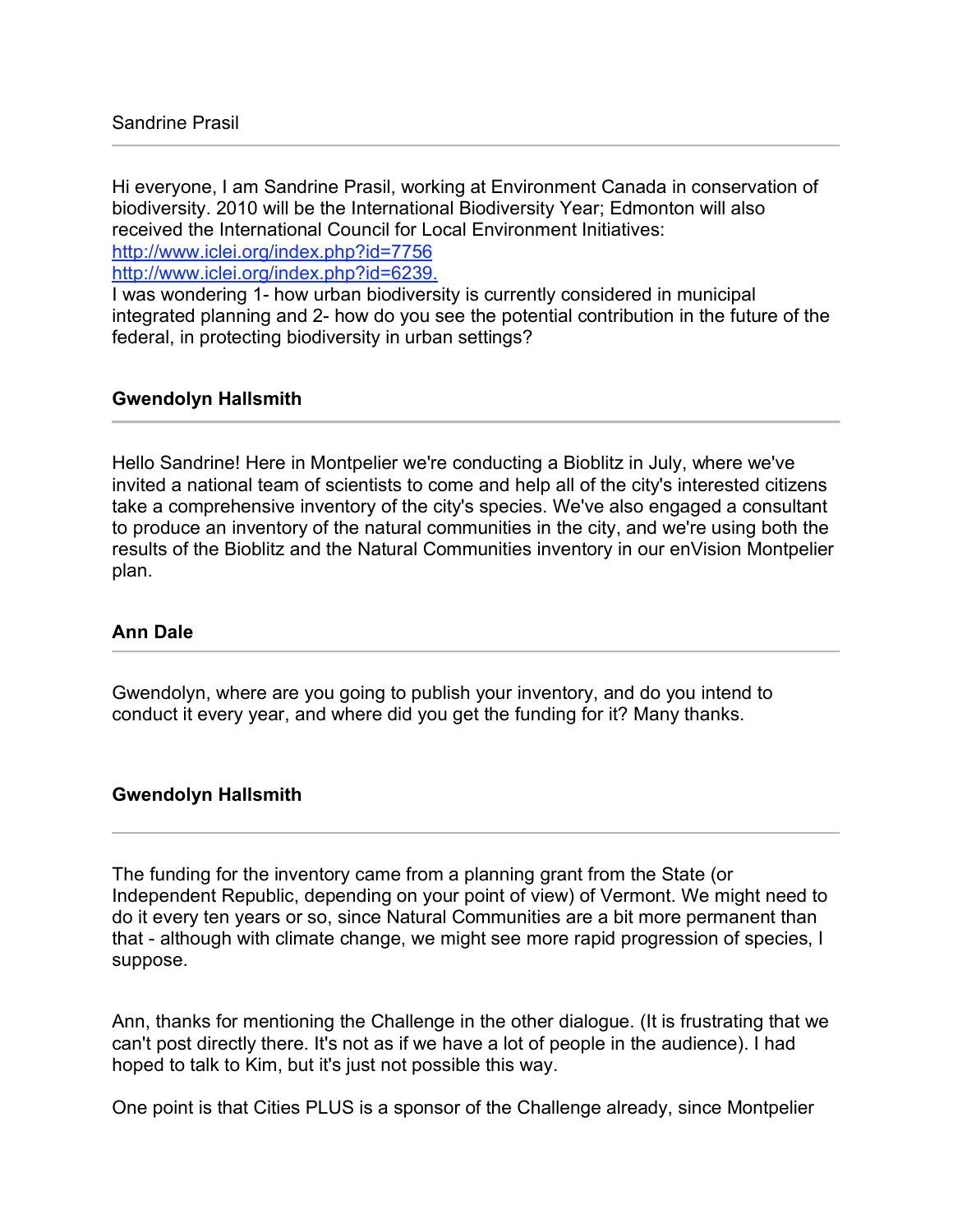Sandrine Prasil

---

Hi everyone, I am Sandrine Prasil, working at Environment Canada in conservation of biodiversity. 2010 will be the International Biodiversity Year; Edmonton will also received the International Council for Local Environment Initiatives:
[http://www.iclei.org/index.php?id=7756](http://www.iclei.org/index.php?id=7756)
[http://www.iclei.org/index.php?id=6239.](http://www.iclei.org/index.php?id=6239.)
I was wondering 1- how urban biodiversity is currently considered in municipal integrated planning and 2- how do you see the potential contribution in the future of the federal, in protecting biodiversity in urban settings?

**Gwendolyn Hallsmith**

---

Hello Sandrine! Here in Montpelier we're conducting a Bioblitz in July, where we've invited a national team of scientists to come and help all of the city's interested citizens take a comprehensive inventory of the city's species. We've also engaged a consultant to produce an inventory of the natural communities in the city, and we're using both the results of the Bioblitz and the Natural Communities inventory in our enVision Montpelier plan.

**Ann Dale**

---

Gwendolyn, where are you going to publish your inventory, and do you intend to conduct it every year, and where did you get the funding for it? Many thanks.

**Gwendolyn Hallsmith**

---

The funding for the inventory came from a planning grant from the State (or Independent Republic, depending on your point of view) of Vermont. We might need to do it every ten years or so, since Natural Communities are a bit more permanent than that - although with climate change, we might see more rapid progression of species, I suppose.

Ann, thanks for mentioning the Challenge in the other dialogue. (It is frustrating that we can't post directly there. It's not as if we have a lot of people in the audience). I had hoped to talk to Kim, but it's just not possible this way.

One point is that Cities PLUS is a sponsor of the Challenge already, since Montpelier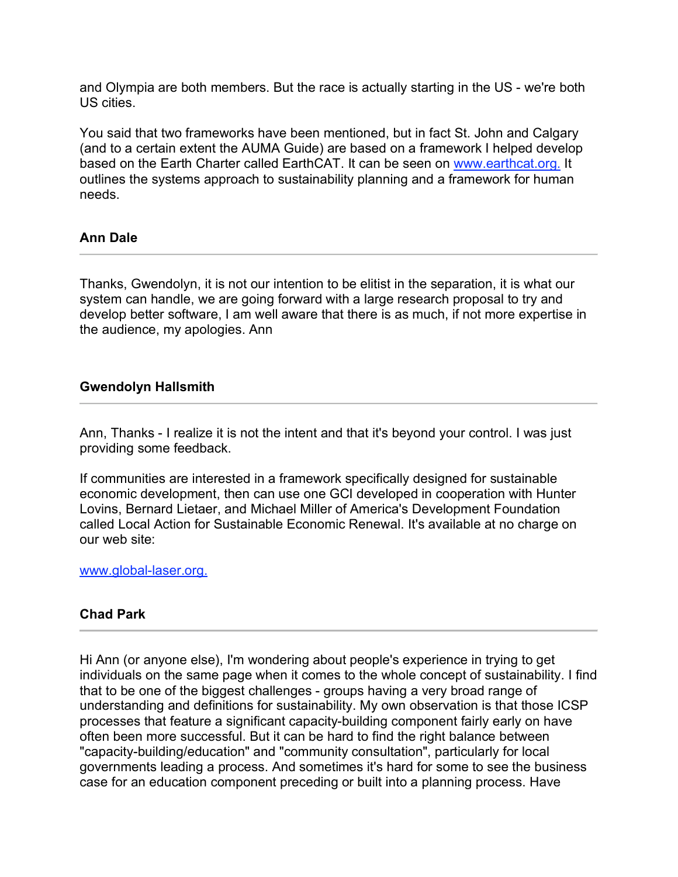and Olympia are both members. But the race is actually starting in the US - we're both US cities.

You said that two frameworks have been mentioned, but in fact St. John and Calgary (and to a certain extent the AUMA Guide) are based on a framework I helped develop based on the Earth Charter called EarthCAT. It can be seen on www.earthcat.org. It outlines the systems approach to sustainability planning and a framework for human needs.

**Ann Dale**

---

Thanks, Gwendolyn, it is not our intention to be elitist in the separation, it is what our system can handle, we are going forward with a large research proposal to try and develop better software, I am well aware that there is as much, if not more expertise in the audience, my apologies. Ann

**Gwendolyn Hallsmith**

---

Ann, Thanks - I realize it is not the intent and that it's beyond your control. I was just providing some feedback.

If communities are interested in a framework specifically designed for sustainable economic development, then can use one GCI developed in cooperation with Hunter Lovins, Bernard Lietaer, and Michael Miller of America's Development Foundation called Local Action for Sustainable Economic Renewal. It's available at no charge on our web site:

www.global-laser.org.

**Chad Park**

---

Hi Ann (or anyone else), I'm wondering about people's experience in trying to get individuals on the same page when it comes to the whole concept of sustainability. I find that to be one of the biggest challenges - groups having a very broad range of understanding and definitions for sustainability. My own observation is that those ICSP processes that feature a significant capacity-building component fairly early on have often been more successful. But it can be hard to find the right balance between "capacity-building/education" and "community consultation", particularly for local governments leading a process. And sometimes it's hard for some to see the business case for an education component preceding or built into a planning process. Have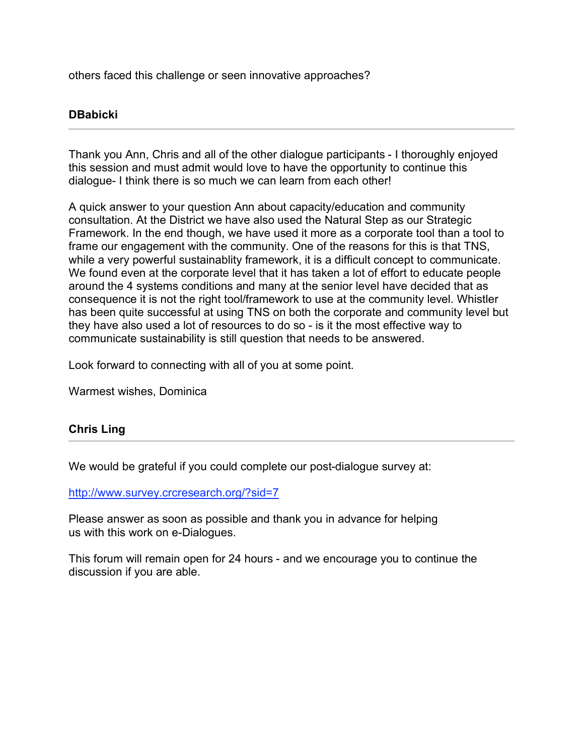others faced this challenge or seen innovative approaches?

**DBabicki**

---

Thank you Ann, Chris and all of the other dialogue participants - I thoroughly enjoyed this session and must admit would love to have the opportunity to continue this dialogue- I think there is so much we can learn from each other!

A quick answer to your question Ann about capacity/education and community consultation. At the District we have also used the Natural Step as our Strategic Framework. In the end though, we have used it more as a corporate tool than a tool to frame our engagement with the community. One of the reasons for this is that TNS, while a very powerful sustainablity framework, it is a difficult concept to communicate. We found even at the corporate level that it has taken a lot of effort to educate people around the 4 systems conditions and many at the senior level have decided that as consequence it is not the right tool/framework to use at the community level. Whistler has been quite successful at using TNS on both the corporate and community level but they have also used a lot of resources to do so - is it the most effective way to communicate sustainability is still question that needs to be answered.

Look forward to connecting with all of you at some point.

Warmest wishes, Dominica

**Chris Ling**

---

We would be grateful if you could complete our post-dialogue survey at:

[http://www.survey.crcresearch.org/?sid=7](http://www.survey.crcresearch.org/?sid=7)

Please answer as soon as possible and thank you in advance for helping us with this work on e-Dialogues.

This forum will remain open for 24 hours - and we encourage you to continue the discussion if you are able.